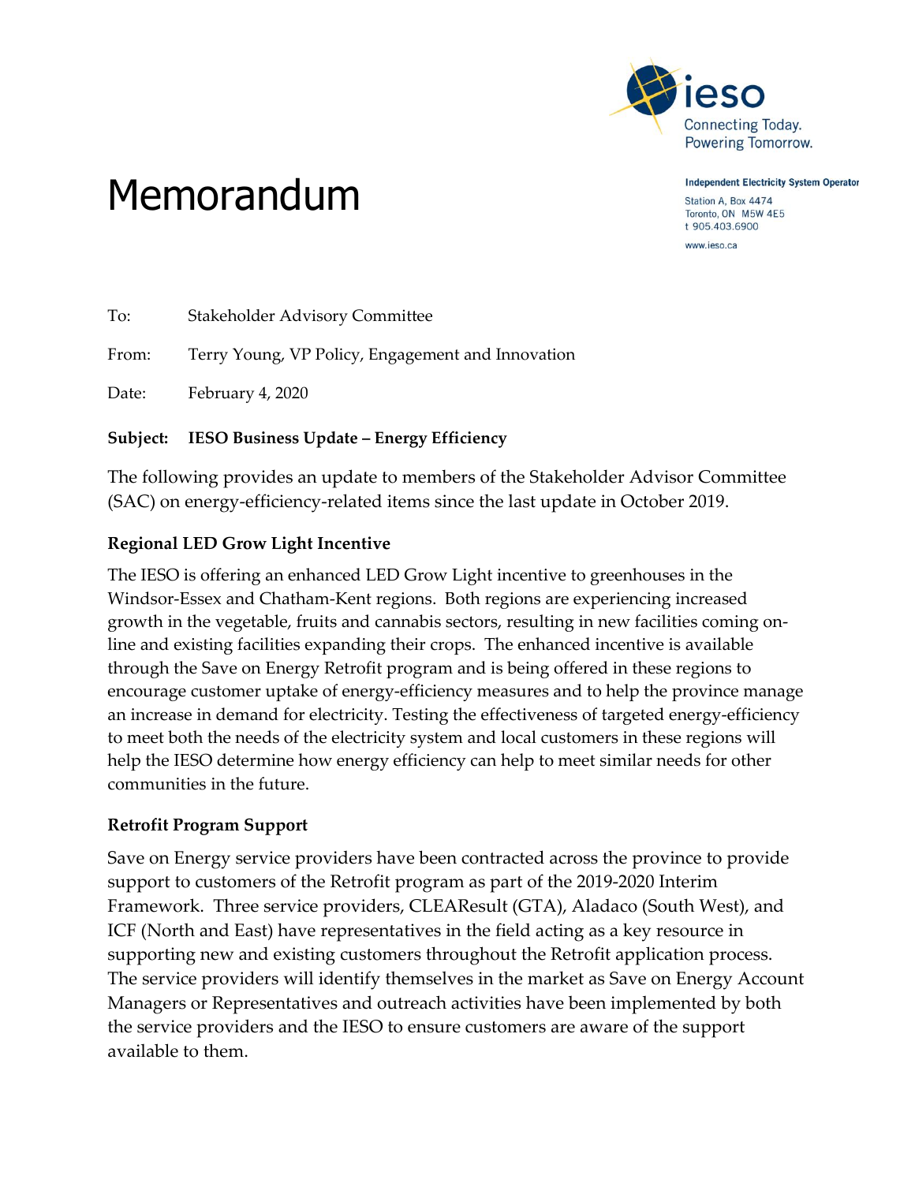ieso
Connecting Today.
Powering Tomorrow.

**Independent Electricity System Operator**

Station A, Box 4474
Toronto, ON M5W 4E5
t 905.403.6900

www.ieso.ca

# Memorandum

To: Stakeholder Advisory Committee

From: Terry Young, VP Policy, Engagement and Innovation

Date: February 4, 2020

**Subject: IESO Business Update – Energy Efficiency**

The following provides an update to members of the Stakeholder Advisor Committee (SAC) on energy-efficiency-related items since the last update in October 2019.

## Regional LED Grow Light Incentive

The IESO is offering an enhanced LED Grow Light incentive to greenhouses in the Windsor-Essex and Chatham-Kent regions. Both regions are experiencing increased growth in the vegetable, fruits and cannabis sectors, resulting in new facilities coming on-line and existing facilities expanding their crops. The enhanced incentive is available through the Save on Energy Retrofit program and is being offered in these regions to encourage customer uptake of energy-efficiency measures and to help the province manage an increase in demand for electricity. Testing the effectiveness of targeted energy-efficiency to meet both the needs of the electricity system and local customers in these regions will help the IESO determine how energy efficiency can help to meet similar needs for other communities in the future.

## Retrofit Program Support

Save on Energy service providers have been contracted across the province to provide support to customers of the Retrofit program as part of the 2019-2020 Interim Framework. Three service providers, CLEAResult (GTA), Aladaco (South West), and ICF (North and East) have representatives in the field acting as a key resource in supporting new and existing customers throughout the Retrofit application process. The service providers will identify themselves in the market as Save on Energy Account Managers or Representatives and outreach activities have been implemented by both the service providers and the IESO to ensure customers are aware of the support available to them.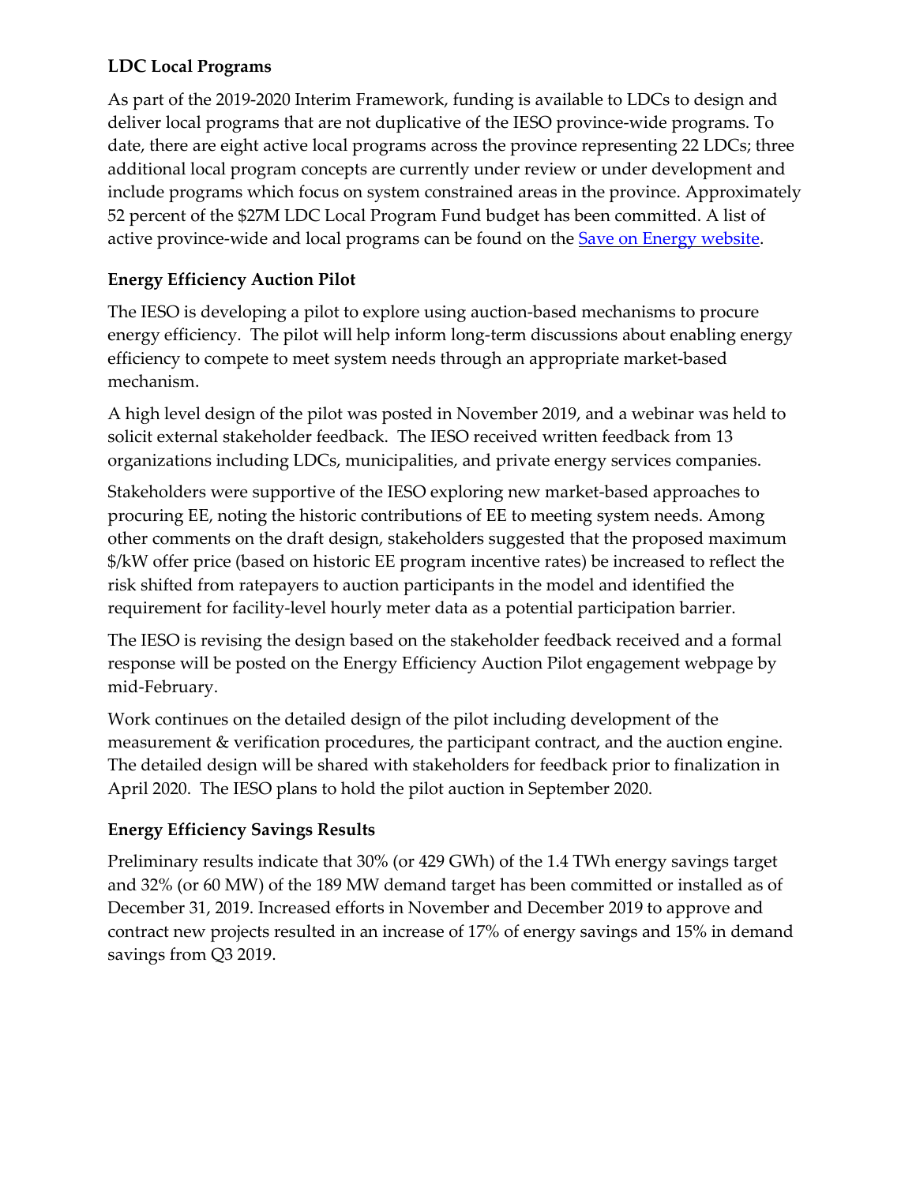**LDC Local Programs**

As part of the 2019-2020 Interim Framework, funding is available to LDCs to design and deliver local programs that are not duplicative of the IESO province-wide programs. To date, there are eight active local programs across the province representing 22 LDCs; three additional local program concepts are currently under review or under development and include programs which focus on system constrained areas in the province. Approximately 52 percent of the $27M LDC Local Program Fund budget has been committed. A list of active province-wide and local programs can be found on the [Save on Energy website](Save on Energy website).

**Energy Efficiency Auction Pilot**

The IESO is developing a pilot to explore using auction-based mechanisms to procure energy efficiency. The pilot will help inform long-term discussions about enabling energy efficiency to compete to meet system needs through an appropriate market-based mechanism.

A high level design of the pilot was posted in November 2019, and a webinar was held to solicit external stakeholder feedback. The IESO received written feedback from 13 organizations including LDCs, municipalities, and private energy services companies.

Stakeholders were supportive of the IESO exploring new market-based approaches to procuring EE, noting the historic contributions of EE to meeting system needs. Among other comments on the draft design, stakeholders suggested that the proposed maximum $/kW offer price (based on historic EE program incentive rates) be increased to reflect the risk shifted from ratepayers to auction participants in the model and identified the requirement for facility-level hourly meter data as a potential participation barrier.

The IESO is revising the design based on the stakeholder feedback received and a formal response will be posted on the Energy Efficiency Auction Pilot engagement webpage by mid-February.

Work continues on the detailed design of the pilot including development of the measurement & verification procedures, the participant contract, and the auction engine. The detailed design will be shared with stakeholders for feedback prior to finalization in April 2020. The IESO plans to hold the pilot auction in September 2020.

**Energy Efficiency Savings Results**

Preliminary results indicate that 30% (or 429 GWh) of the 1.4 TWh energy savings target and 32% (or 60 MW) of the 189 MW demand target has been committed or installed as of December 31, 2019. Increased efforts in November and December 2019 to approve and contract new projects resulted in an increase of 17% of energy savings and 15% in demand savings from Q3 2019.